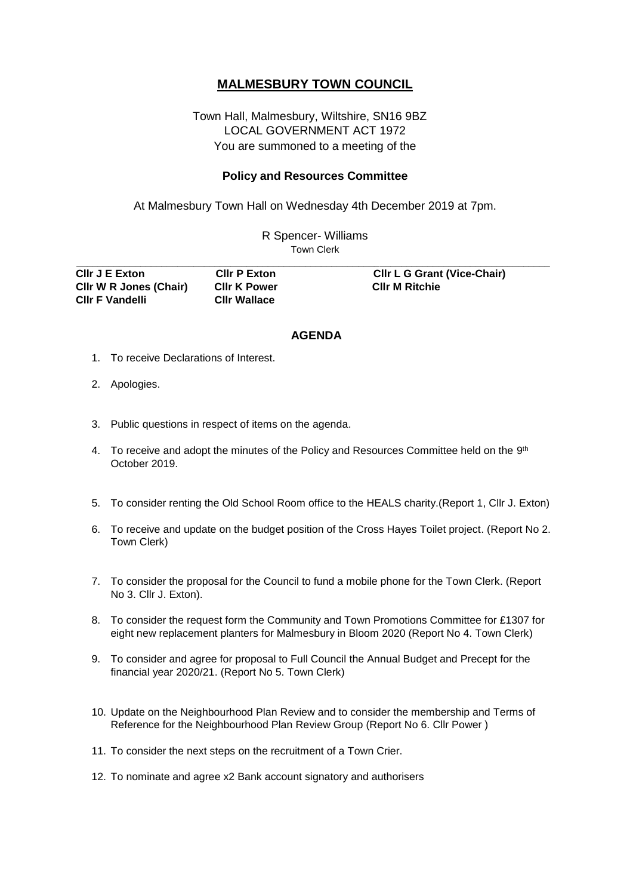# MALMESBURY TOWN COUNCIL

Town Hall, Malmesbury, Wiltshire, SN16 9BZ
LOCAL GOVERNMENT ACT 1972
You are summoned to a meeting of the

**Policy and Resources Committee**

At Malmesbury Town Hall on Wednesday 4th December 2019 at 7pm.

R Spencer- Williams
Town Clerk

---

| | | |
|---|---|---|
| **Cllr J E Exton** | **Cllr P Exton** | **Cllr L G Grant (Vice-Chair)** |
| **Cllr W R Jones (Chair)** | **Cllr K Power** | **Cllr M Ritchie** |
| **Cllr F Vandelli** | **Cllr Wallace** | |

## AGENDA

1. To receive Declarations of Interest.
2. Apologies.
3. Public questions in respect of items on the agenda.
4. To receive and adopt the minutes of the Policy and Resources Committee held on the 9th October 2019.
5. To consider renting the Old School Room office to the HEALS charity.(Report 1, Cllr J. Exton)
6. To receive and update on the budget position of the Cross Hayes Toilet project. (Report No 2. Town Clerk)
7. To consider the proposal for the Council to fund a mobile phone for the Town Clerk. (Report No 3. Cllr J. Exton).
8. To consider the request form the Community and Town Promotions Committee for £1307 for eight new replacement planters for Malmesbury in Bloom 2020 (Report No 4. Town Clerk)
9. To consider and agree for proposal to Full Council the Annual Budget and Precept for the financial year 2020/21. (Report No 5. Town Clerk)
10. Update on the Neighbourhood Plan Review and to consider the membership and Terms of Reference for the Neighbourhood Plan Review Group (Report No 6. Cllr Power )
11. To consider the next steps on the recruitment of a Town Crier.
12. To nominate and agree x2 Bank account signatory and authorisers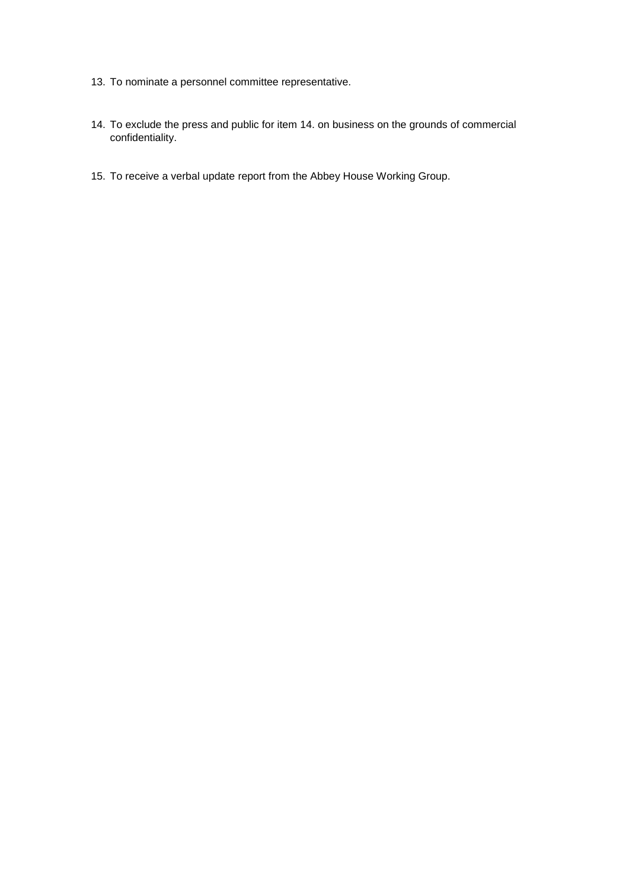13. To nominate a personnel committee representative.

14. To exclude the press and public for item 14. on business on the grounds of commercial confidentiality.

15. To receive a verbal update report from the Abbey House Working Group.